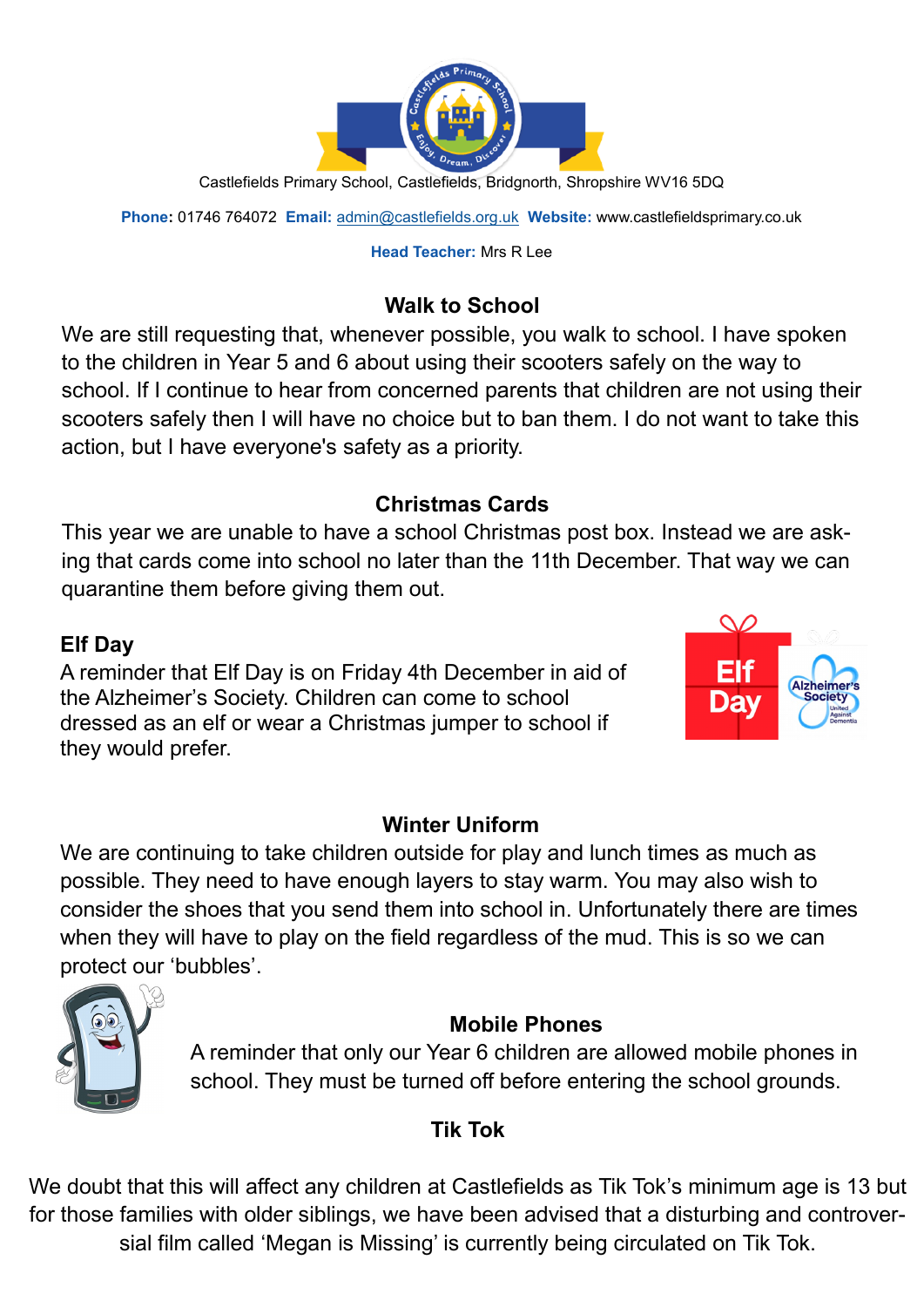Castlefields Primary School, Castlefields, Bridgnorth, Shropshire WV16 5DQ

**Phone:** 01746 764072 **Email:** admin@castlefields.org.uk **Website:** www.castlefieldsprimary.co.uk

**Head Teacher:** Mrs R Lee

## Walk to School

We are still requesting that, whenever possible, you walk to school. I have spoken to the children in Year 5 and 6 about using their scooters safely on the way to school. If I continue to hear from concerned parents that children are not using their scooters safely then I will have no choice but to ban them. I do not want to take this action, but I have everyone's safety as a priority.

## Christmas Cards

This year we are unable to have a school Christmas post box. Instead we are asking that cards come into school no later than the 11th December. That way we can quarantine them before giving them out.

## Elf Day

A reminder that Elf Day is on Friday 4th December in aid of the Alzheimer's Society. Children can come to school dressed as an elf or wear a Christmas jumper to school if they would prefer.

## Winter Uniform

We are continuing to take children outside for play and lunch times as much as possible. They need to have enough layers to stay warm. You may also wish to consider the shoes that you send them into school in. Unfortunately there are times when they will have to play on the field regardless of the mud. This is so we can protect our 'bubbles'.

## Mobile Phones

A reminder that only our Year 6 children are allowed mobile phones in school. They must be turned off before entering the school grounds.

## Tik Tok

We doubt that this will affect any children at Castlefields as Tik Tok's minimum age is 13 but for those families with older siblings, we have been advised that a disturbing and controversial film called 'Megan is Missing' is currently being circulated on Tik Tok.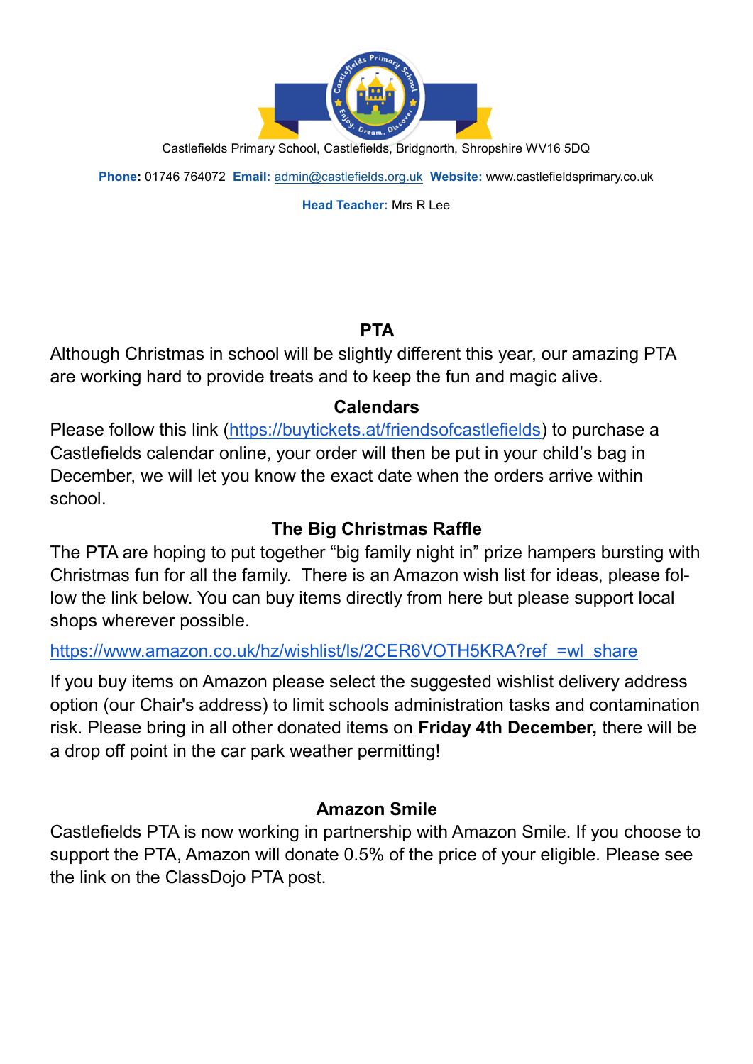Castlefields Primary School, Castlefields, Bridgnorth, Shropshire WV16 5DQ

**Phone:** 01746 764072 **Email:** admin@castlefields.org.uk **Website:** www.castlefieldsprimary.co.uk

**Head Teacher:** Mrs R Lee

## PTA

Although Christmas in school will be slightly different this year, our amazing PTA are working hard to provide treats and to keep the fun and magic alive.

### Calendars

Please follow this link (https://buytickets.at/friendsofcastlefields) to purchase a Castlefields calendar online, your order will then be put in your child's bag in December, we will let you know the exact date when the orders arrive within school.

### The Big Christmas Raffle

The PTA are hoping to put together "big family night in" prize hampers bursting with Christmas fun for all the family. There is an Amazon wish list for ideas, please follow the link below. You can buy items directly from here but please support local shops wherever possible.

https://www.amazon.co.uk/hz/wishlist/ls/2CER6VOTH5KRA?ref_=wl_share

If you buy items on Amazon please select the suggested wishlist delivery address option (our Chair's address) to limit schools administration tasks and contamination risk. Please bring in all other donated items on **Friday 4th December,** there will be a drop off point in the car park weather permitting!

### Amazon Smile

Castlefields PTA is now working in partnership with Amazon Smile. If you choose to support the PTA, Amazon will donate 0.5% of the price of your eligible. Please see the link on the ClassDojo PTA post.